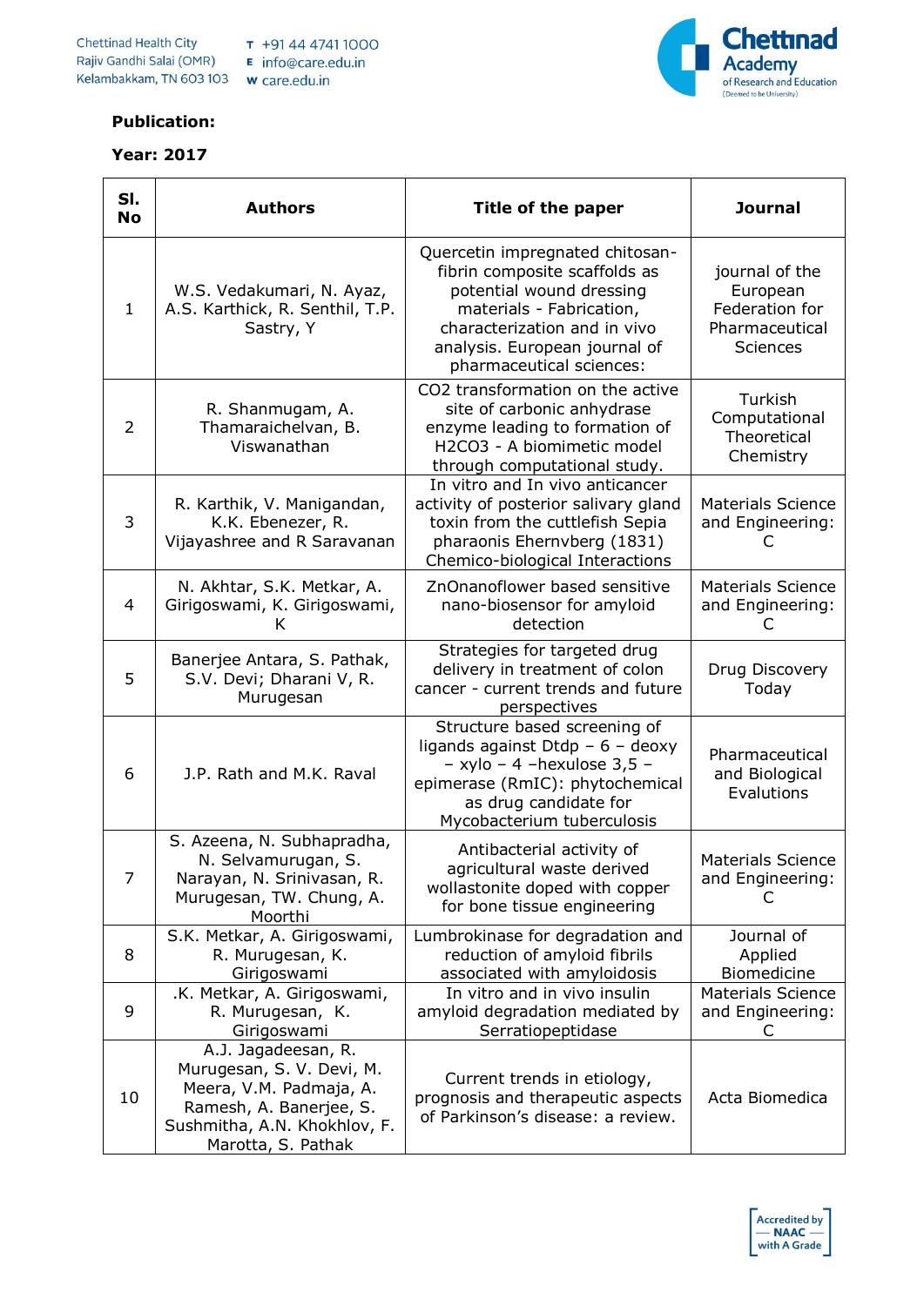**Publication:**

**Year: 2017**

| Sl. No | Authors | Title of the paper | Journal |
|---|---|---|---|
| 1 | W.S. Vedakumari, N. Ayaz, A.S. Karthick, R. Senthil, T.P. Sastry, Y | Quercetin impregnated chitosan-fibrin composite scaffolds as potential wound dressing materials - Fabrication, characterization and in vivo analysis. European journal of pharmaceutical sciences: | journal of the European Federation for Pharmaceutical Sciences |
| 2 | R. Shanmugam, A. Thamaraichelvan, B. Viswanathan | CO2 transformation on the active site of carbonic anhydrase enzyme leading to formation of H2CO3 - A biomimetic model through computational study. | Turkish Computational Theoretical Chemistry |
| 3 | R. Karthik, V. Manigandan, K.K. Ebenezer, R. Vijayashree and R Saravanan | In vitro and In vivo anticancer activity of posterior salivary gland toxin from the cuttlefish Sepia pharaonis Ehernvberg (1831) Chemico-biological Interactions | Materials Science and Engineering: C |
| 4 | N. Akhtar, S.K. Metkar, A. Girigoswami, K. Girigoswami, K | ZnOnanoflower based sensitive nano-biosensor for amyloid detection | Materials Science and Engineering: C |
| 5 | Banerjee Antara, S. Pathak, S.V. Devi; Dharani V, R. Murugesan | Strategies for targeted drug delivery in treatment of colon cancer - current trends and future perspectives | Drug Discovery Today |
| 6 | J.P. Rath and M.K. Raval | Structure based screening of ligands against Dtdp – 6 – deoxy – xylo – 4 –hexulose 3,5 – epimerase (RmIC): phytochemical as drug candidate for Mycobacterium tuberculosis | Pharmaceutical and Biological Evalutions |
| 7 | S. Azeena, N. Subhapradha, N. Selvamurugan, S. Narayan, N. Srinivasan, R. Murugesan, TW. Chung, A. Moorthi | Antibacterial activity of agricultural waste derived wollastonite doped with copper for bone tissue engineering | Materials Science and Engineering: C |
| 8 | S.K. Metkar, A. Girigoswami, R. Murugesan, K. Girigoswami | Lumbrokinase for degradation and reduction of amyloid fibrils associated with amyloidosis | Journal of Applied Biomedicine |
| 9 | .K. Metkar, A. Girigoswami, R. Murugesan, K. Girigoswami | In vitro and in vivo insulin amyloid degradation mediated by Serratiopeptidase | Materials Science and Engineering: C |
| 10 | A.J. Jagadeesan, R. Murugesan, S. V. Devi, M. Meera, V.M. Padmaja, A. Ramesh, A. Banerjee, S. Sushmitha, A.N. Khokhlov, F. Marotta, S. Pathak | Current trends in etiology, prognosis and therapeutic aspects of Parkinson's disease: a review. | Acta Biomedica |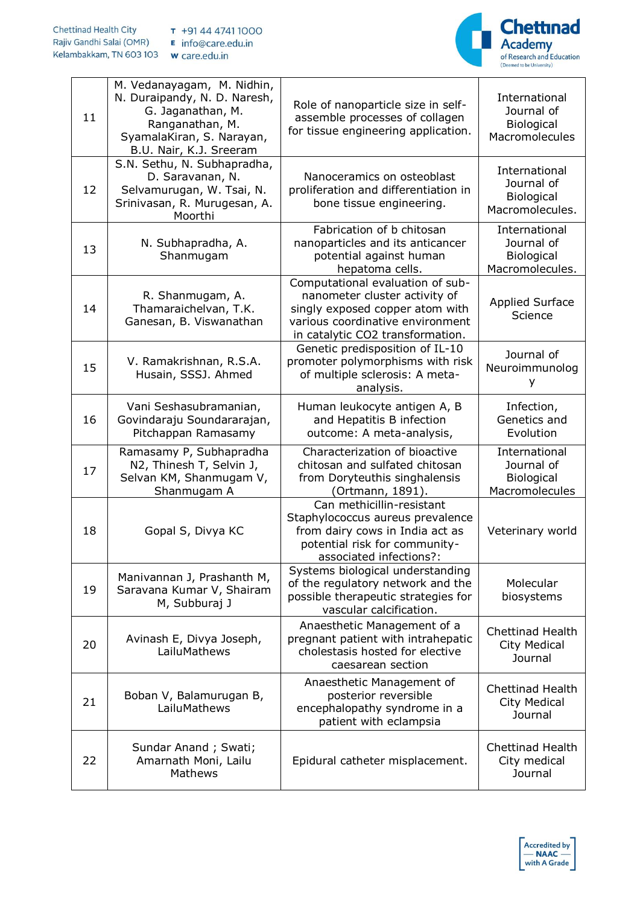| 11 | M. Vedanayagam, M. Nidhin, N. Duraipandy, N. D. Naresh, G. Jaganathan, M. Ranganathan, M. SyamalaKiran, S. Narayan, B.U. Nair, K.J. Sreeram | Role of nanoparticle size in self-assemble processes of collagen for tissue engineering application. | International Journal of Biological Macromolecules |
|---|---|---|---|
| 12 | S.N. Sethu, N. Subhapradha, D. Saravanan, N. Selvamurugan, W. Tsai, N. Srinivasan, R. Murugesan, A. Moorthi | Nanoceramics on osteoblast proliferation and differentiation in bone tissue engineering. | International Journal of Biological Macromolecules. |
| 13 | N. Subhapradha, A. Shanmugam | Fabrication of b chitosan nanoparticles and its anticancer potential against human hepatoma cells. | International Journal of Biological Macromolecules. |
| 14 | R. Shanmugam, A. Thamaraichelvan, T.K. Ganesan, B. Viswanathan | Computational evaluation of sub-nanometer cluster activity of singly exposed copper atom with various coordinative environment in catalytic CO2 transformation. | Applied Surface Science |
| 15 | V. Ramakrishnan, R.S.A. Husain, SSSJ. Ahmed | Genetic predisposition of IL-10 promoter polymorphisms with risk of multiple sclerosis: A meta-analysis. | Journal of Neuroimmunology |
| 16 | Vani Seshasubramanian, Govindaraju Soundararajan, Pitchappan Ramasamy | Human leukocyte antigen A, B and Hepatitis B infection outcome: A meta-analysis, | Infection, Genetics and Evolution |
| 17 | Ramasamy P, Subhapradha N2, Thinesh T, Selvin J, Selvan KM, Shanmugam V, Shanmugam A | Characterization of bioactive chitosan and sulfated chitosan from Doryteuthis singhalensis (Ortmann, 1891). | International Journal of Biological Macromolecules |
| 18 | Gopal S, Divya KC | Can methicillin-resistant Staphylococcus aureus prevalence from dairy cows in India act as potential risk for community-associated infections?: | Veterinary world |
| 19 | Manivannan J, Prashanth M, Saravana Kumar V, Shairam M, Subburaj J | Systems biological understanding of the regulatory network and the possible therapeutic strategies for vascular calcification. | Molecular biosystems |
| 20 | Avinash E, Divya Joseph, LailuMathews | Anaesthetic Management of a pregnant patient with intrahepatic cholestasis hosted for elective caesarean section | Chettinad Health City Medical Journal |
| 21 | Boban V, Balamurugan B, LailuMathews | Anaesthetic Management of posterior reversible encephalopathy syndrome in a patient with eclampsia | Chettinad Health City Medical Journal |
| 22 | Sundar Anand ; Swati; Amarnath Moni, Lailu Mathews | Epidural catheter misplacement. | Chettinad Health City medical Journal |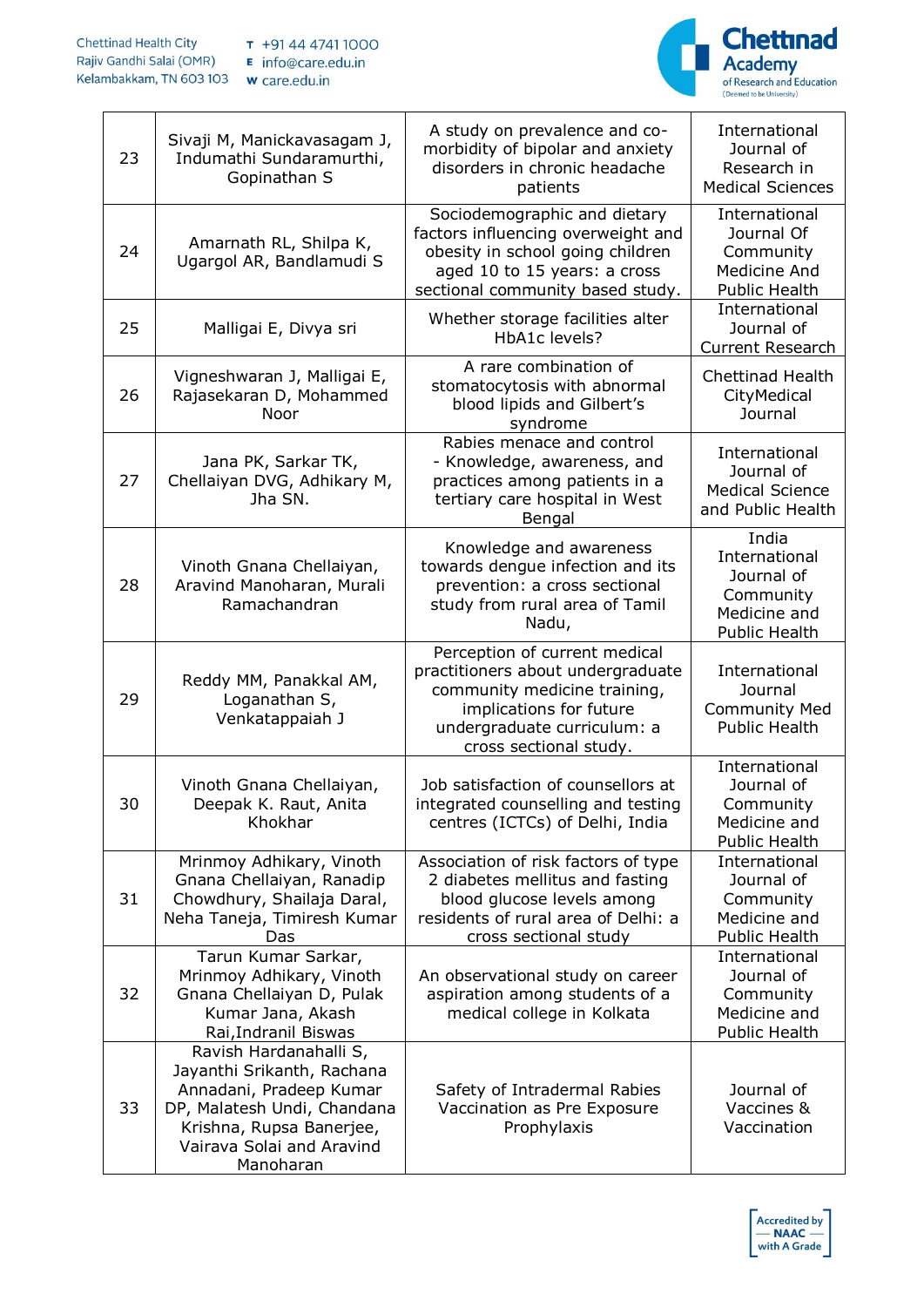| 23 | Sivaji M, Manickavasagam J, Indumathi Sundaramurthi, Gopinathan S | A study on prevalence and co-morbidity of bipolar and anxiety disorders in chronic headache patients | International Journal of Research in Medical Sciences |
|---|---|---|---|
| 24 | Amarnath RL, Shilpa K, Ugargol AR, Bandlamudi S | Sociodemographic and dietary factors influencing overweight and obesity in school going children aged 10 to 15 years: a cross sectional community based study. | International Journal Of Community Medicine And Public Health |
| 25 | Malligai E, Divya sri | Whether storage facilities alter HbA1c levels? | International Journal of Current Research |
| 26 | Vigneshwaran J, Malligai E, Rajasekaran D, Mohammed Noor | A rare combination of stomatocytosis with abnormal blood lipids and Gilbert's syndrome | Chettinad Health CityMedical Journal |
| 27 | Jana PK, Sarkar TK, Chellaiyan DVG, Adhikary M, Jha SN. | Rabies menace and control - Knowledge, awareness, and practices among patients in a tertiary care hospital in West Bengal | International Journal of Medical Science and Public Health |
| 28 | Vinoth Gnana Chellaiyan, Aravind Manoharan, Murali Ramachandran | Knowledge and awareness towards dengue infection and its prevention: a cross sectional study from rural area of Tamil Nadu, | India International Journal of Community Medicine and Public Health |
| 29 | Reddy MM, Panakkal AM, Loganathan S, Venkatappaiah J | Perception of current medical practitioners about undergraduate community medicine training, implications for future undergraduate curriculum: a cross sectional study. | International Journal Community Med Public Health |
| 30 | Vinoth Gnana Chellaiyan, Deepak K. Raut, Anita Khokhar | Job satisfaction of counsellors at integrated counselling and testing centres (ICTCs) of Delhi, India | International Journal of Community Medicine and Public Health |
| 31 | Mrinmoy Adhikary, Vinoth Gnana Chellaiyan, Ranadip Chowdhury, Shailaja Daral, Neha Taneja, Timiresh Kumar Das | Association of risk factors of type 2 diabetes mellitus and fasting blood glucose levels among residents of rural area of Delhi: a cross sectional study | International Journal of Community Medicine and Public Health |
| 32 | Tarun Kumar Sarkar, Mrinmoy Adhikary, Vinoth Gnana Chellaiyan D, Pulak Kumar Jana, Akash Rai,Indranil Biswas | An observational study on career aspiration among students of a medical college in Kolkata | International Journal of Community Medicine and Public Health |
| 33 | Ravish Hardanahalli S, Jayanthi Srikanth, Rachana Annadani, Pradeep Kumar DP, Malatesh Undi, Chandana Krishna, Rupsa Banerjee, Vairava Solai and Aravind Manoharan | Safety of Intradermal Rabies Vaccination as Pre Exposure Prophylaxis | Journal of Vaccines & Vaccination |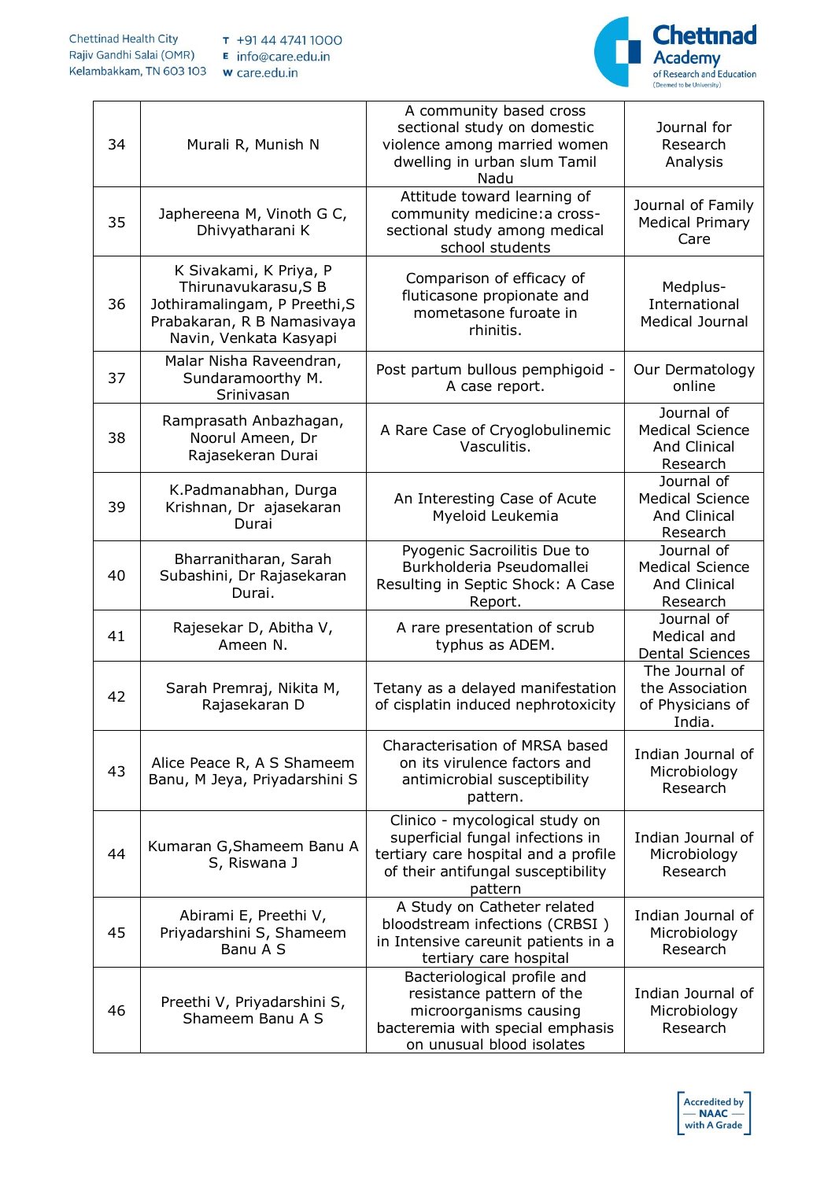| 34 | Murali R, Munish N | A community based cross sectional study on domestic violence among married women dwelling in urban slum Tamil Nadu | Journal for Research Analysis |
|---|---|---|---|
| 35 | Japhereena M, Vinoth G C, Dhivyatharani K | Attitude toward learning of community medicine:a cross-sectional study among medical school students | Journal of Family Medical Primary Care |
| 36 | K Sivakami, K Priya, P Thirunavukarasu,S B Jothiramalingam, P Preethi,S Prabakaran, R B Namasivaya Navin, Venkata Kasyapi | Comparison of efficacy of fluticasone propionate and mometasone furoate in rhinitis. | Medplus- International Medical Journal |
| 37 | Malar Nisha Raveendran, Sundaramoorthy M. Srinivasan | Post partum bullous pemphigoid - A case report. | Our Dermatology online |
| 38 | Ramprasath Anbazhagan, Noorul Ameen, Dr Rajasekeran Durai | A Rare Case of Cryoglobulinemic Vasculitis. | Journal of Medical Science And Clinical Research |
| 39 | K.Padmanabhan, Durga Krishnan, Dr ajasekaran Durai | An Interesting Case of Acute Myeloid Leukemia | Journal of Medical Science And Clinical Research |
| 40 | Bharranitharan, Sarah Subashini, Dr Rajasekaran Durai. | Pyogenic Sacroilitis Due to Burkholderia Pseudomallei Resulting in Septic Shock: A Case Report. | Journal of Medical Science And Clinical Research |
| 41 | Rajesekar D, Abitha V, Ameen N. | A rare presentation of scrub typhus as ADEM. | Journal of Medical and Dental Sciences |
| 42 | Sarah Premraj, Nikita M, Rajasekaran D | Tetany as a delayed manifestation of cisplatin induced nephrotoxicity | The Journal of the Association of Physicians of India. |
| 43 | Alice Peace R, A S Shameem Banu, M Jeya, Priyadarshini S | Characterisation of MRSA based on its virulence factors and antimicrobial susceptibility pattern. | Indian Journal of Microbiology Research |
| 44 | Kumaran G,Shameem Banu A S, Riswana J | Clinico - mycological study on superficial fungal infections in tertiary care hospital and a profile of their antifungal susceptibility pattern | Indian Journal of Microbiology Research |
| 45 | Abirami E, Preethi V, Priyadarshini S, Shameem Banu A S | A Study on Catheter related bloodstream infections (CRBSI ) in Intensive careunit patients in a tertiary care hospital | Indian Journal of Microbiology Research |
| 46 | Preethi V, Priyadarshini S, Shameem Banu A S | Bacteriological profile and resistance pattern of the microorganisms causing bacteremia with special emphasis on unusual blood isolates | Indian Journal of Microbiology Research |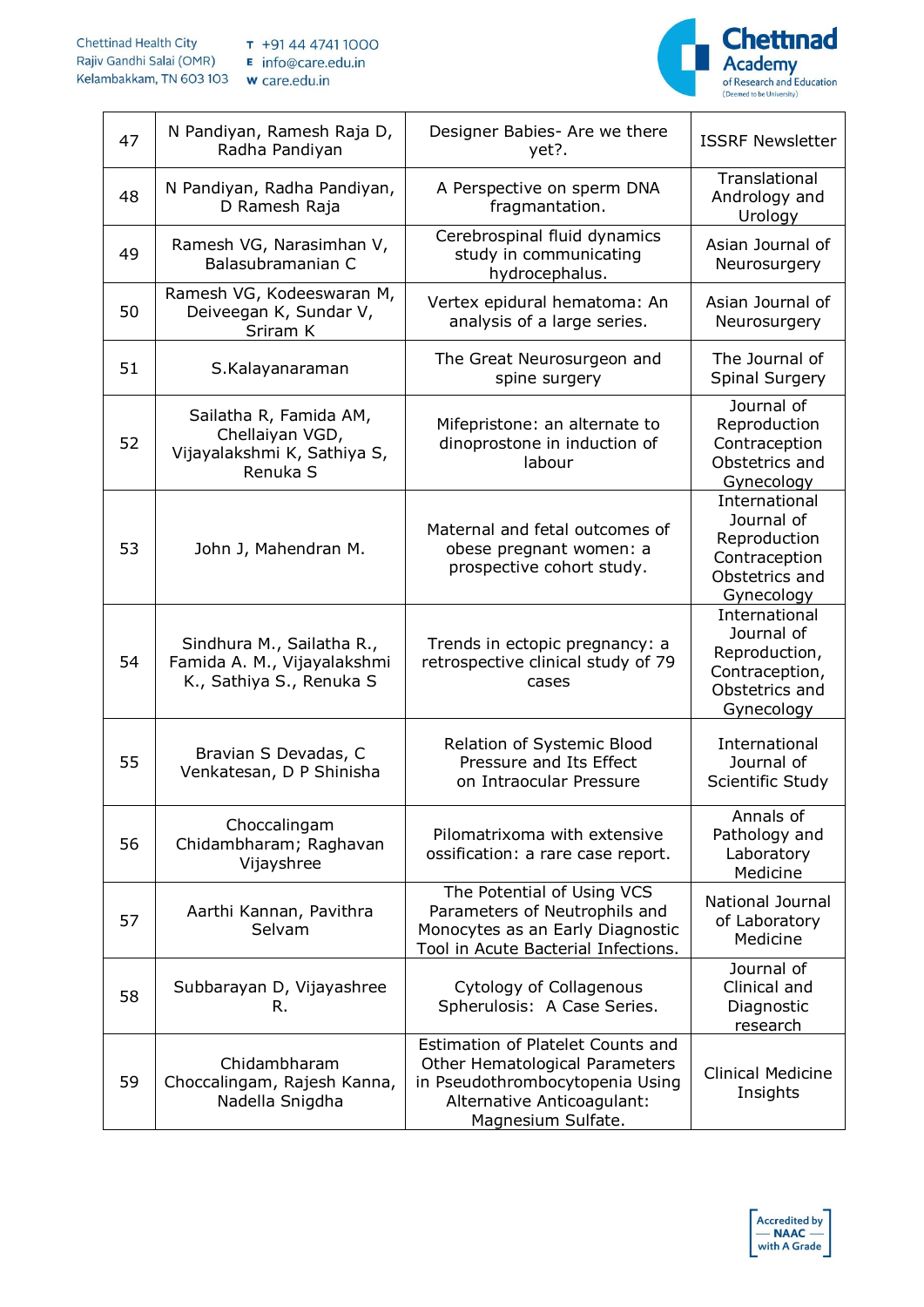| 47 | N Pandiyan, Ramesh Raja D, Radha Pandiyan | Designer Babies- Are we there yet?. | ISSRF Newsletter |
|---|---|---|---|
| 48 | N Pandiyan, Radha Pandiyan, D Ramesh Raja | A Perspective on sperm DNA fragmantation. | Translational Andrology and Urology |
| 49 | Ramesh VG, Narasimhan V, Balasubramanian C | Cerebrospinal fluid dynamics study in communicating hydrocephalus. | Asian Journal of Neurosurgery |
| 50 | Ramesh VG, Kodeeswaran M, Deiveegan K, Sundar V, Sriram K | Vertex epidural hematoma: An analysis of a large series. | Asian Journal of Neurosurgery |
| 51 | S.Kalayanaraman | The Great Neurosurgeon and spine surgery | The Journal of Spinal Surgery |
| 52 | Sailatha R, Famida AM, Chellaiyan VGD, Vijayalakshmi K, Sathiya S, Renuka S | Mifepristone: an alternate to dinoprostone in induction of labour | Journal of Reproduction Contraception Obstetrics and Gynecology |
| 53 | John J, Mahendran M. | Maternal and fetal outcomes of obese pregnant women: a prospective cohort study. | International Journal of Reproduction Contraception Obstetrics and Gynecology |
| 54 | Sindhura M., Sailatha R., Famida A. M., Vijayalakshmi K., Sathiya S., Renuka S | Trends in ectopic pregnancy: a retrospective clinical study of 79 cases | International Journal of Reproduction, Contraception, Obstetrics and Gynecology |
| 55 | Bravian S Devadas, C Venkatesan, D P Shinisha | Relation of Systemic Blood Pressure and Its Effect on Intraocular Pressure | International Journal of Scientific Study |
| 56 | Choccalingam Chidambharam; Raghavan Vijayshree | Pilomatrixoma with extensive ossification: a rare case report. | Annals of Pathology and Laboratory Medicine |
| 57 | Aarthi Kannan, Pavithra Selvam | The Potential of Using VCS Parameters of Neutrophils and Monocytes as an Early Diagnostic Tool in Acute Bacterial Infections. | National Journal of Laboratory Medicine |
| 58 | Subbarayan D, Vijayashree R. | Cytology of Collagenous Spherulosis: A Case Series. | Journal of Clinical and Diagnostic research |
| 59 | Chidambharam Choccalingam, Rajesh Kanna, Nadella Snigdha | Estimation of Platelet Counts and Other Hematological Parameters in Pseudothrombocytopenia Using Alternative Anticoagulant: Magnesium Sulfate. | Clinical Medicine Insights |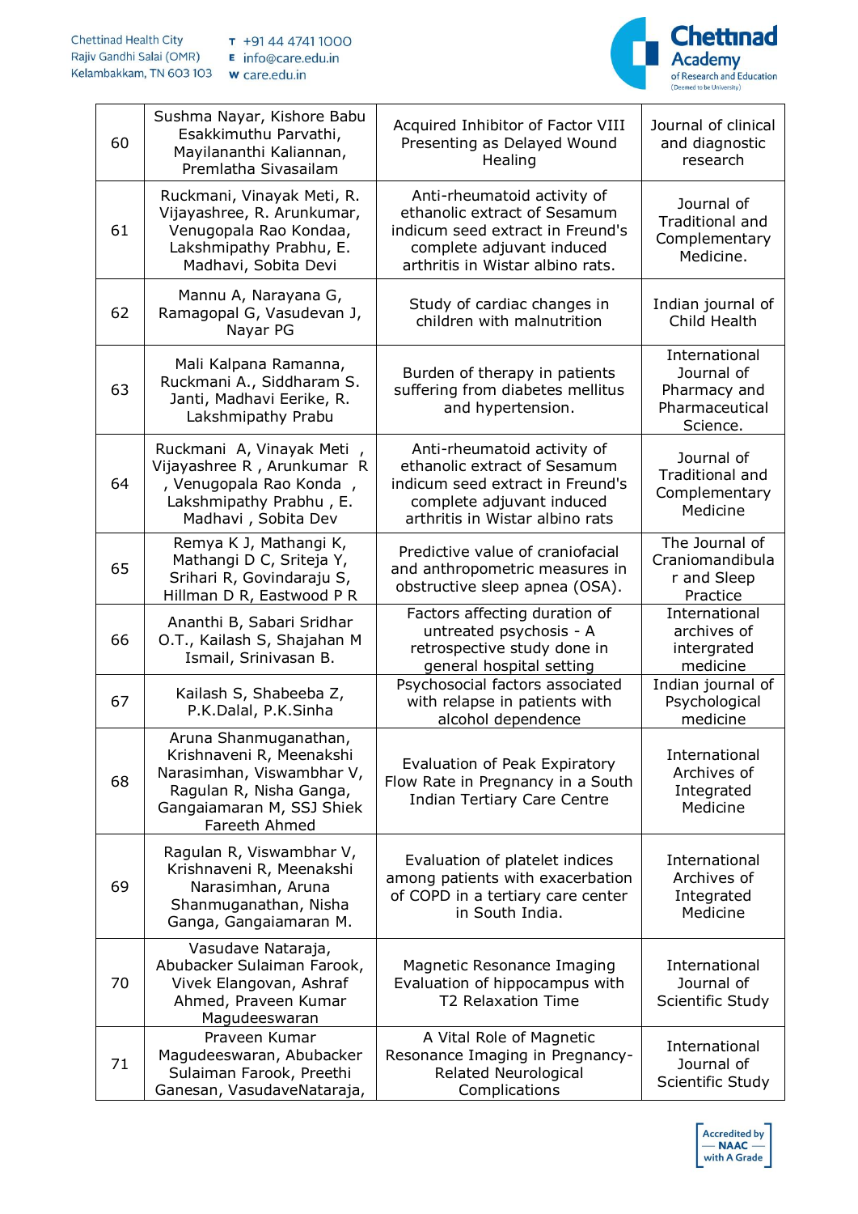| | | | |
|---|---|---|---|
| 60 | Sushma Nayar, Kishore Babu Esakkimuthu Parvathi, Mayilananthi Kaliannan, Premlatha Sivasailam | Acquired Inhibitor of Factor VIII Presenting as Delayed Wound Healing | Journal of clinical and diagnostic research |
| 61 | Ruckmani, Vinayak Meti, R. Vijayashree, R. Arunkumar, Venugopala Rao Kondaa, Lakshmipathy Prabhu, E. Madhavi, Sobita Devi | Anti-rheumatoid activity of ethanolic extract of Sesamum indicum seed extract in Freund's complete adjuvant induced arthritis in Wistar albino rats. | Journal of Traditional and Complementary Medicine. |
| 62 | Mannu A, Narayana G, Ramagopal G, Vasudevan J, Nayar PG | Study of cardiac changes in children with malnutrition | Indian journal of Child Health |
| 63 | Mali Kalpana Ramanna, Ruckmani A., Siddharam S. Janti, Madhavi Eerike, R. Lakshmipathy Prabu | Burden of therapy in patients suffering from diabetes mellitus and hypertension. | International Journal of Pharmacy and Pharmaceutical Science. |
| 64 | Ruckmani A, Vinayak Meti , Vijayashree R , Arunkumar R , Venugopala Rao Konda , Lakshmipathy Prabhu , E. Madhavi , Sobita Dev | Anti-rheumatoid activity of ethanolic extract of Sesamum indicum seed extract in Freund's complete adjuvant induced arthritis in Wistar albino rats | Journal of Traditional and Complementary Medicine |
| 65 | Remya K J, Mathangi K, Mathangi D C, Sriteja Y, Srihari R, Govindaraju S, Hillman D R, Eastwood P R | Predictive value of craniofacial and anthropometric measures in obstructive sleep apnea (OSA). | The Journal of Craniomandibular and Sleep Practice |
| 66 | Ananthi B, Sabari Sridhar O.T., Kailash S, Shajahan M Ismail, Srinivasan B. | Factors affecting duration of untreated psychosis - A retrospective study done in general hospital setting | International archives of intergrated medicine |
| 67 | Kailash S, Shabeeba Z, P.K.Dalal, P.K.Sinha | Psychosocial factors associated with relapse in patients with alcohol dependence | Indian journal of Psychological medicine |
| 68 | Aruna Shanmuganathan, Krishnaveni R, Meenakshi Narasimhan, Viswambhar V, Ragulan R, Nisha Ganga, Gangaiamaran M, SSJ Shiek Fareeth Ahmed | Evaluation of Peak Expiratory Flow Rate in Pregnancy in a South Indian Tertiary Care Centre | International Archives of Integrated Medicine |
| 69 | Ragulan R, Viswambhar V, Krishnaveni R, Meenakshi Narasimhan, Aruna Shanmuganathan, Nisha Ganga, Gangaiamaran M. | Evaluation of platelet indices among patients with exacerbation of COPD in a tertiary care center in South India. | International Archives of Integrated Medicine |
| 70 | Vasudave Nataraja, Abubacker Sulaiman Farook, Vivek Elangovan, Ashraf Ahmed, Praveen Kumar Magudeeswaran | Magnetic Resonance Imaging Evaluation of hippocampus with T2 Relaxation Time | International Journal of Scientific Study |
| 71 | Praveen Kumar Magudeeswaran, Abubacker Sulaiman Farook, Preethi Ganesan, VasudaveNataraja, | A Vital Role of Magnetic Resonance Imaging in Pregnancy-Related Neurological Complications | International Journal of Scientific Study |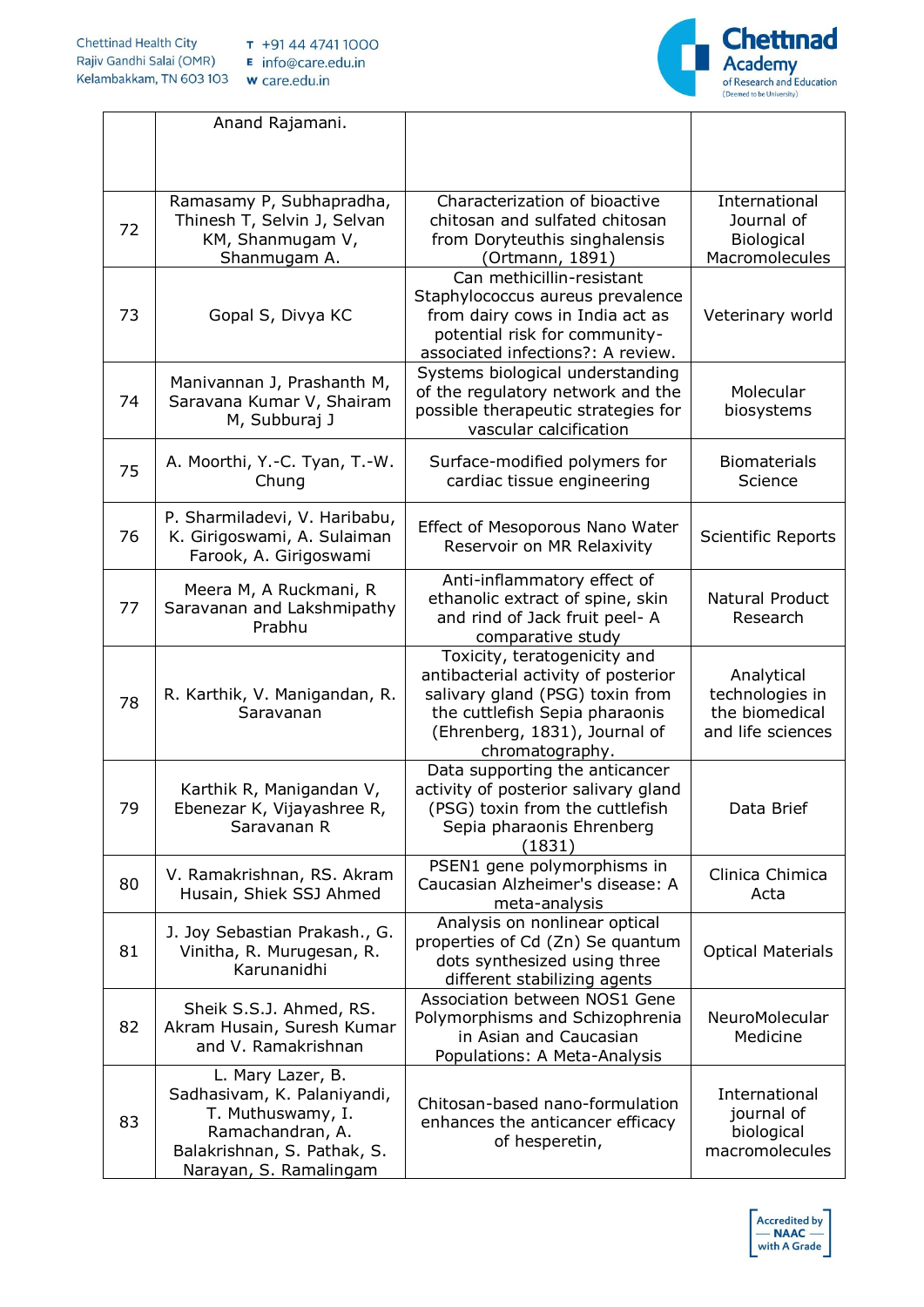| | | | |
|---|---|---|---|
| | Anand Rajamani. | | |
| 72 | Ramasamy P, Subhapradha, Thinesh T, Selvin J, Selvan KM, Shanmugam V, Shanmugam A. | Characterization of bioactive chitosan and sulfated chitosan from Doryteuthis singhalensis (Ortmann, 1891) | International Journal of Biological Macromolecules |
| 73 | Gopal S, Divya KC | Can methicillin-resistant Staphylococcus aureus prevalence from dairy cows in India act as potential risk for community-associated infections?: A review. | Veterinary world |
| 74 | Manivannan J, Prashanth M, Saravana Kumar V, Shairam M, Subburaj J | Systems biological understanding of the regulatory network and the possible therapeutic strategies for vascular calcification | Molecular biosystems |
| 75 | A. Moorthi, Y.-C. Tyan, T.-W. Chung | Surface-modified polymers for cardiac tissue engineering | Biomaterials Science |
| 76 | P. Sharmiladevi, V. Haribabu, K. Girigoswami, A. Sulaiman Farook, A. Girigoswami | Effect of Mesoporous Nano Water Reservoir on MR Relaxivity | Scientific Reports |
| 77 | Meera M, A Ruckmani, R Saravanan and Lakshmipathy Prabhu | Anti-inflammatory effect of ethanolic extract of spine, skin and rind of Jack fruit peel- A comparative study | Natural Product Research |
| 78 | R. Karthik, V. Manigandan, R. Saravanan | Toxicity, teratogenicity and antibacterial activity of posterior salivary gland (PSG) toxin from the cuttlefish Sepia pharaonis (Ehrenberg, 1831), Journal of chromatography. | Analytical technologies in the biomedical and life sciences |
| 79 | Karthik R, Manigandan V, Ebenezar K, Vijayashree R, Saravanan R | Data supporting the anticancer activity of posterior salivary gland (PSG) toxin from the cuttlefish Sepia pharaonis Ehrenberg (1831) | Data Brief |
| 80 | V. Ramakrishnan, RS. Akram Husain, Shiek SSJ Ahmed | PSEN1 gene polymorphisms in Caucasian Alzheimer's disease: A meta-analysis | Clinica Chimica Acta |
| 81 | J. Joy Sebastian Prakash., G. Vinitha, R. Murugesan, R. Karunanidhi | Analysis on nonlinear optical properties of Cd (Zn) Se quantum dots synthesized using three different stabilizing agents | Optical Materials |
| 82 | Sheik S.S.J. Ahmed, RS. Akram Husain, Suresh Kumar and V. Ramakrishnan | Association between NOS1 Gene Polymorphisms and Schizophrenia in Asian and Caucasian Populations: A Meta-Analysis | NeuroMolecular Medicine |
| 83 | L. Mary Lazer, B. Sadhasivam, K. Palaniyandi, T. Muthuswamy, I. Ramachandran, A. Balakrishnan, S. Pathak, S. Narayan, S. Ramalingam | Chitosan-based nano-formulation enhances the anticancer efficacy of hesperetin, | International journal of biological macromolecules |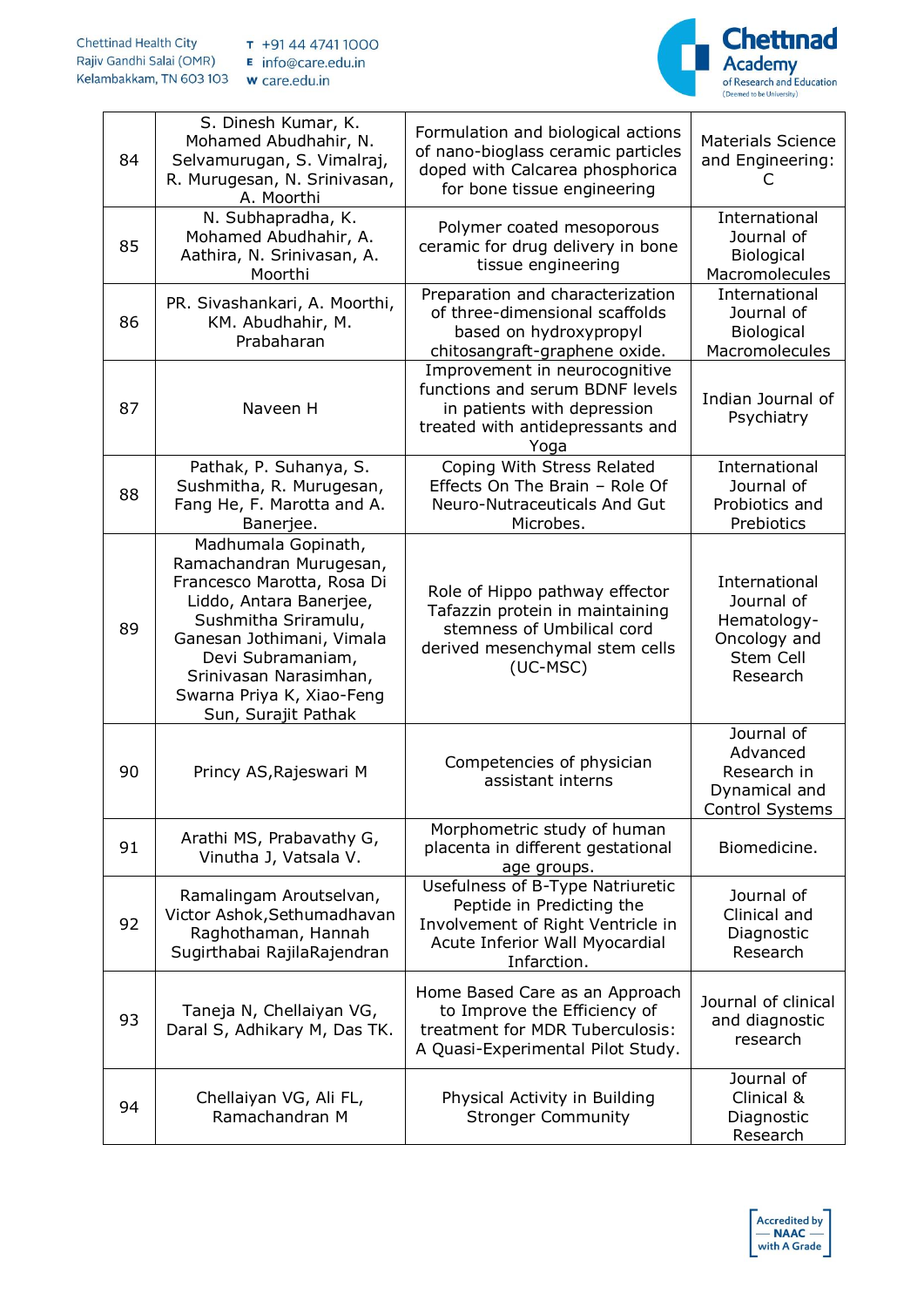| 84 | S. Dinesh Kumar, K. Mohamed Abudhahir, N. Selvamurugan, S. Vimalraj, R. Murugesan, N. Srinivasan, A. Moorthi | Formulation and biological actions of nano-bioglass ceramic particles doped with Calcarea phosphorica for bone tissue engineering | Materials Science and Engineering: C |
|---|---|---|---|
| 85 | N. Subhapradha, K. Mohamed Abudhahir, A. Aathira, N. Srinivasan, A. Moorthi | Polymer coated mesoporous ceramic for drug delivery in bone tissue engineering | International Journal of Biological Macromolecules |
| 86 | PR. Sivashankari, A. Moorthi, KM. Abudhahir, M. Prabaharan | Preparation and characterization of three-dimensional scaffolds based on hydroxypropyl chitosangraft-graphene oxide. | International Journal of Biological Macromolecules |
| 87 | Naveen H | Improvement in neurocognitive functions and serum BDNF levels in patients with depression treated with antidepressants and Yoga | Indian Journal of Psychiatry |
| 88 | Pathak, P. Suhanya, S. Sushmitha, R. Murugesan, Fang He, F. Marotta and A. Banerjee. | Coping With Stress Related Effects On The Brain – Role Of Neuro-Nutraceuticals And Gut Microbes. | International Journal of Probiotics and Prebiotics |
| 89 | Madhumala Gopinath, Ramachandran Murugesan, Francesco Marotta, Rosa Di Liddo, Antara Banerjee, Sushmitha Sriramulu, Ganesan Jothimani, Vimala Devi Subramaniam, Srinivasan Narasimhan, Swarna Priya K, Xiao-Feng Sun, Surajit Pathak | Role of Hippo pathway effector Tafazzin protein in maintaining stemness of Umbilical cord derived mesenchymal stem cells (UC-MSC) | International Journal of Hematology-Oncology and Stem Cell Research |
| 90 | Princy AS,Rajeswari M | Competencies of physician assistant interns | Journal of Advanced Research in Dynamical and Control Systems |
| 91 | Arathi MS, Prabavathy G, Vinutha J, Vatsala V. | Morphometric study of human placenta in different gestational age groups. | Biomedicine. |
| 92 | Ramalingam Aroutselvan, Victor Ashok,Sethumadhavan Raghothaman, Hannah Sugirthabai RajilaRajendran | Usefulness of B-Type Natriuretic Peptide in Predicting the Involvement of Right Ventricle in Acute Inferior Wall Myocardial Infarction. | Journal of Clinical and Diagnostic Research |
| 93 | Taneja N, Chellaiyan VG, Daral S, Adhikary M, Das TK. | Home Based Care as an Approach to Improve the Efficiency of treatment for MDR Tuberculosis: A Quasi-Experimental Pilot Study. | Journal of clinical and diagnostic research |
| 94 | Chellaiyan VG, Ali FL, Ramachandran M | Physical Activity in Building Stronger Community | Journal of Clinical & Diagnostic Research |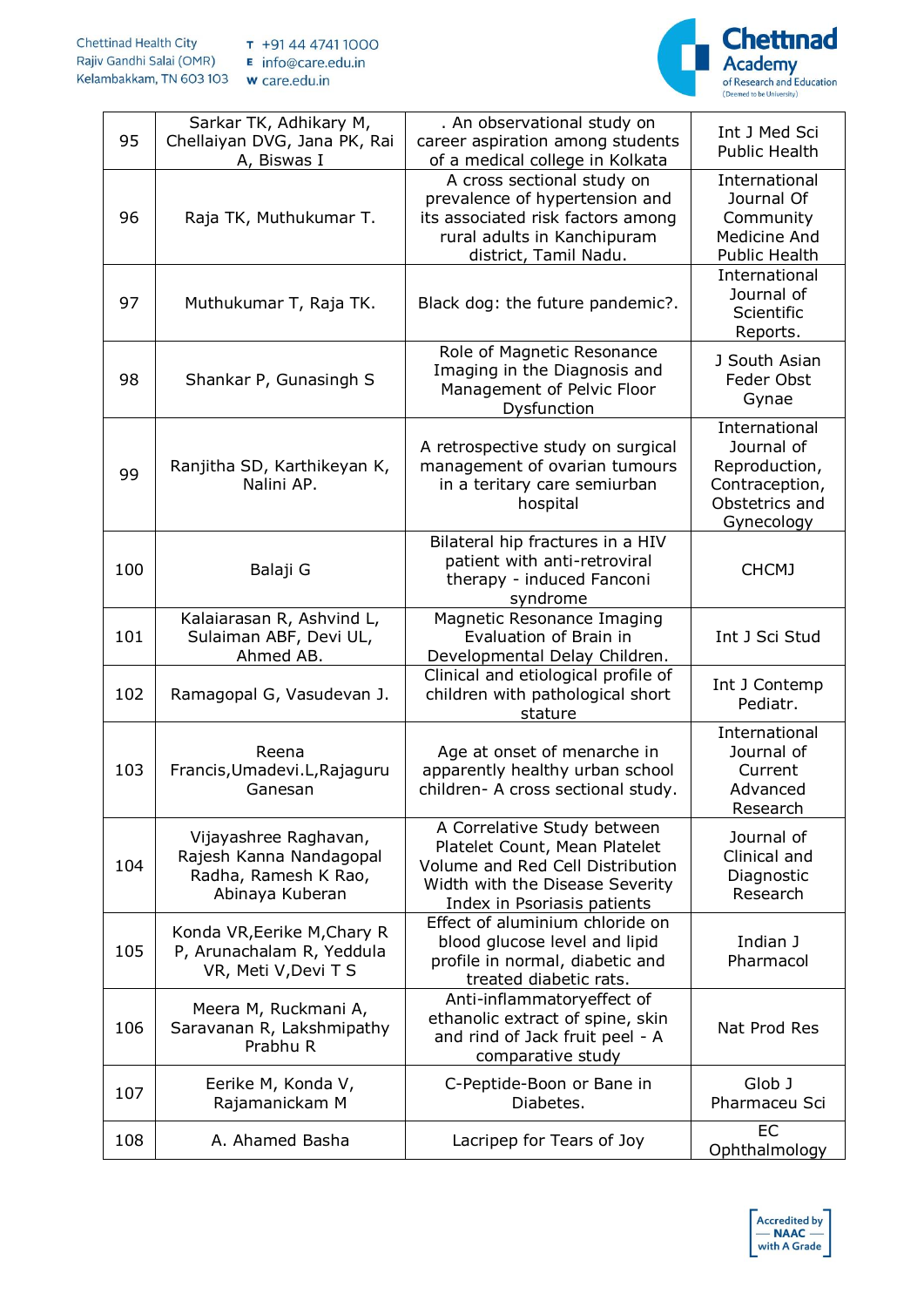| 95 | Sarkar TK, Adhikary M, Chellaiyan DVG, Jana PK, Rai A, Biswas I | . An observational study on career aspiration among students of a medical college in Kolkata | Int J Med Sci Public Health |
|---|---|---|---|
| 96 | Raja TK, Muthukumar T. | A cross sectional study on prevalence of hypertension and its associated risk factors among rural adults in Kanchipuram district, Tamil Nadu. | International Journal Of Community Medicine And Public Health |
| 97 | Muthukumar T, Raja TK. | Black dog: the future pandemic?. | International Journal of Scientific Reports. |
| 98 | Shankar P, Gunasingh S | Role of Magnetic Resonance Imaging in the Diagnosis and Management of Pelvic Floor Dysfunction | J South Asian Feder Obst Gynae |
| 99 | Ranjitha SD, Karthikeyan K, Nalini AP. | A retrospective study on surgical management of ovarian tumours in a teritary care semiurban hospital | International Journal of Reproduction, Contraception, Obstetrics and Gynecology |
| 100 | Balaji G | Bilateral hip fractures in a HIV patient with anti-retroviral therapy - induced Fanconi syndrome | CHCMJ |
| 101 | Kalaiarasan R, Ashvind L, Sulaiman ABF, Devi UL, Ahmed AB. | Magnetic Resonance Imaging Evaluation of Brain in Developmental Delay Children. | Int J Sci Stud |
| 102 | Ramagopal G, Vasudevan J. | Clinical and etiological profile of children with pathological short stature | Int J Contemp Pediatr. |
| 103 | Reena Francis,Umadevi.L,Rajaguru Ganesan | Age at onset of menarche in apparently healthy urban school children- A cross sectional study. | International Journal of Current Advanced Research |
| 104 | Vijayashree Raghavan, Rajesh Kanna Nandagopal Radha, Ramesh K Rao, Abinaya Kuberan | A Correlative Study between Platelet Count, Mean Platelet Volume and Red Cell Distribution Width with the Disease Severity Index in Psoriasis patients | Journal of Clinical and Diagnostic Research |
| 105 | Konda VR,Eerike M,Chary R P, Arunachalam R, Yeddula VR, Meti V,Devi T S | Effect of aluminium chloride on blood glucose level and lipid profile in normal, diabetic and treated diabetic rats. | Indian J Pharmacol |
| 106 | Meera M, Ruckmani A, Saravanan R, Lakshmipathy Prabhu R | Anti-inflammatoryeffect of ethanolic extract of spine, skin and rind of Jack fruit peel - A comparative study | Nat Prod Res |
| 107 | Eerike M, Konda V, Rajamanickam M | C-Peptide-Boon or Bane in Diabetes. | Glob J Pharmaceu Sci |
| 108 | A. Ahamed Basha | Lacripep for Tears of Joy | EC Ophthalmology |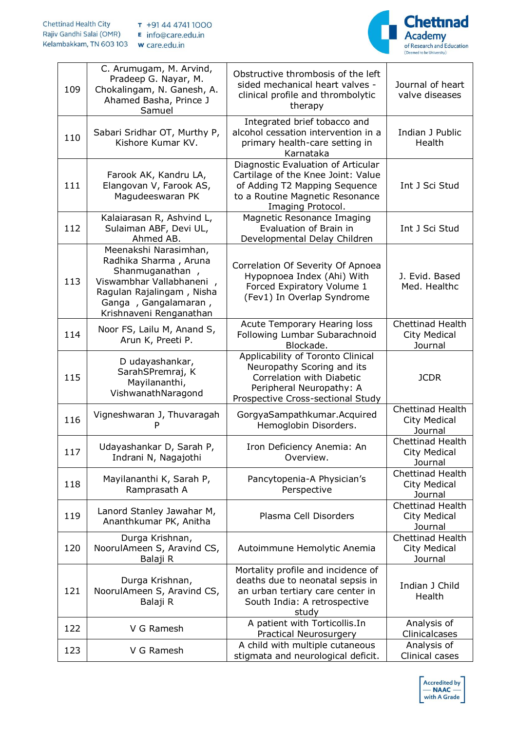| | | | |
|---|---|---|---|
| 109 | C. Arumugam, M. Arvind, Pradeep G. Nayar, M. Chokalingam, N. Ganesh, A. Ahamed Basha, Prince J Samuel | Obstructive thrombosis of the left sided mechanical heart valves - clinical profile and thrombolytic therapy | Journal of heart valve diseases |
| 110 | Sabari Sridhar OT, Murthy P, Kishore Kumar KV. | Integrated brief tobacco and alcohol cessation intervention in a primary health-care setting in Karnataka | Indian J Public Health |
| 111 | Farook AK, Kandru LA, Elangovan V, Farook AS, Magudeeswaran PK | Diagnostic Evaluation of Articular Cartilage of the Knee Joint: Value of Adding T2 Mapping Sequence to a Routine Magnetic Resonance Imaging Protocol. | Int J Sci Stud |
| 112 | Kalaiarasan R, Ashvind L, Sulaiman ABF, Devi UL, Ahmed AB. | Magnetic Resonance Imaging Evaluation of Brain in Developmental Delay Children | Int J Sci Stud |
| 113 | Meenakshi Narasimhan, Radhika Sharma , Aruna Shanmuganathan , Viswambhar Vallabhaneni , Ragulan Rajalingam , Nisha Ganga , Gangalamaran , Krishnaveni Renganathan | Correlation Of Severity Of Apnoea Hypopnoea Index (Ahi) With Forced Expiratory Volume 1 (Fev1) In Overlap Syndrome | J. Evid. Based Med. Healthc |
| 114 | Noor FS, Lailu M, Anand S, Arun K, Preeti P. | Acute Temporary Hearing loss Following Lumbar Subarachnoid Blockade. | Chettinad Health City Medical Journal |
| 115 | D udayashankar, SarahSPremraj, K Mayilananthi, VishwanathNaragond | Applicability of Toronto Clinical Neuropathy Scoring and its Correlation with Diabetic Peripheral Neuropathy: A Prospective Cross-sectional Study | JCDR |
| 116 | Vigneshwaran J, Thuvaragah P | GorgyaSampathkumar.Acquired Hemoglobin Disorders. | Chettinad Health City Medical Journal |
| 117 | Udayashankar D, Sarah P, Indrani N, Nagajothi | Iron Deficiency Anemia: An Overview. | Chettinad Health City Medical Journal |
| 118 | Mayilananthi K, Sarah P, Ramprasath A | Pancytopenia-A Physician's Perspective | Chettinad Health City Medical Journal |
| 119 | Lanord Stanley Jawahar M, Ananthkumar PK, Anitha | Plasma Cell Disorders | Chettinad Health City Medical Journal |
| 120 | Durga Krishnan, NoorulAmeen S, Aravind CS, Balaji R | Autoimmune Hemolytic Anemia | Chettinad Health City Medical Journal |
| 121 | Durga Krishnan, NoorulAmeen S, Aravind CS, Balaji R | Mortality profile and incidence of deaths due to neonatal sepsis in an urban tertiary care center in South India: A retrospective study | Indian J Child Health |
| 122 | V G Ramesh | A patient with Torticollis.In Practical Neurosurgery | Analysis of Clinicalcases |
| 123 | V G Ramesh | A child with multiple cutaneous stigmata and neurological deficit. | Analysis of Clinical cases |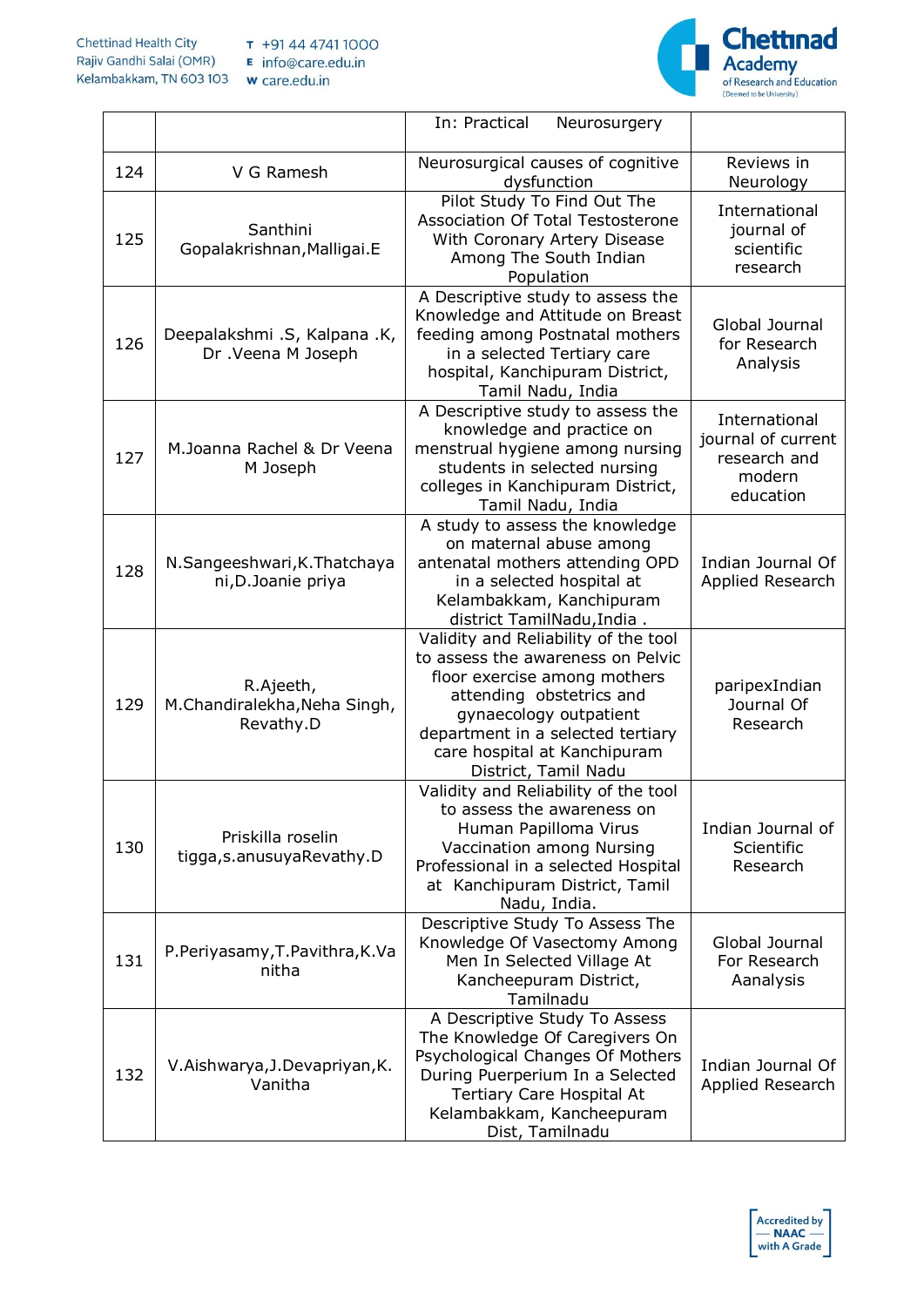| | | In: Practical Neurosurgery | |
|---|---|---|---|
| 124 | V G Ramesh | Neurosurgical causes of cognitive dysfunction | Reviews in Neurology |
| 125 | Santhini Gopalakrishnan,Malligai.E | Pilot Study To Find Out The Association Of Total Testosterone With Coronary Artery Disease Among The South Indian Population | International journal of scientific research |
| 126 | Deepalakshmi .S, Kalpana .K, Dr .Veena M Joseph | A Descriptive study to assess the Knowledge and Attitude on Breast feeding among Postnatal mothers in a selected Tertiary care hospital, Kanchipuram District, Tamil Nadu, India | Global Journal for Research Analysis |
| 127 | M.Joanna Rachel & Dr Veena M Joseph | A Descriptive study to assess the knowledge and practice on menstrual hygiene among nursing students in selected nursing colleges in Kanchipuram District, Tamil Nadu, India | International journal of current research and modern education |
| 128 | N.Sangeeshwari,K.Thatchaya ni,D.Joanie priya | A study to assess the knowledge on maternal abuse among antenatal mothers attending OPD in a selected hospital at Kelambakkam, Kanchipuram district TamilNadu,India . | Indian Journal Of Applied Research |
| 129 | R.Ajeeth, M.Chandiralekha,Neha Singh, Revathy.D | Validity and Reliability of the tool to assess the awareness on Pelvic floor exercise among mothers attending obstetrics and gynaecology outpatient department in a selected tertiary care hospital at Kanchipuram District, Tamil Nadu | paripexIndian Journal Of Research |
| 130 | Priskilla roselin tigga,s.anusuyaRevathy.D | Validity and Reliability of the tool to assess the awareness on Human Papilloma Virus Vaccination among Nursing Professional in a selected Hospital at Kanchipuram District, Tamil Nadu, India. | Indian Journal of Scientific Research |
| 131 | P.Periyasamy,T.Pavithra,K.Va nitha | Descriptive Study To Assess The Knowledge Of Vasectomy Among Men In Selected Village At Kancheepuram District, Tamilnadu | Global Journal For Research Aanalysis |
| 132 | V.Aishwarya,J.Devapriyan,K. Vanitha | A Descriptive Study To Assess The Knowledge Of Caregivers On Psychological Changes Of Mothers During Puerperium In a Selected Tertiary Care Hospital At Kelambakkam, Kancheepuram Dist, Tamilnadu | Indian Journal Of Applied Research |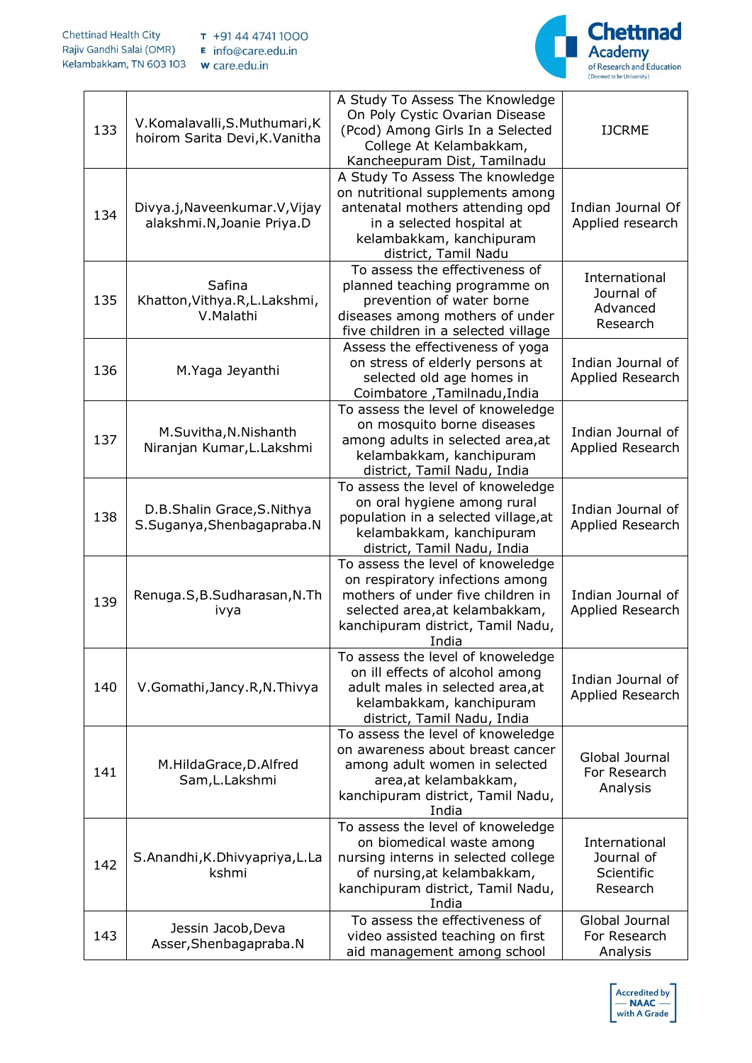| 133 | V.Komalavalli,S.Muthumari,Khoirom Sarita Devi,K.Vanitha | A Study To Assess The Knowledge On Poly Cystic Ovarian Disease (Pcod) Among Girls In a Selected College At Kelambakkam, Kancheepuram Dist, Tamilnadu | IJCRME |
|---|---|---|---|
| 134 | Divya.j,Naveenkumar.V,Vijayalakshmi.N,Joanie Priya.D | A Study To Assess The knowledge on nutritional supplements among antenatal mothers attending opd in a selected hospital at kelambakkam, kanchipuram district, Tamil Nadu | Indian Journal Of Applied research |
| 135 | Safina Khatton,Vithya.R,L.Lakshmi,V.Malathi | To assess the effectiveness of planned teaching programme on prevention of water borne diseases among mothers of under five children in a selected village | International Journal of Advanced Research |
| 136 | M.Yaga Jeyanthi | Assess the effectiveness of yoga on stress of elderly persons at selected old age homes in Coimbatore ,Tamilnadu,India | Indian Journal of Applied Research |
| 137 | M.Suvitha,N.Nishanth Niranjan Kumar,L.Lakshmi | To assess the level of knoweledge on mosquito borne diseases among adults in selected area,at kelambakkam, kanchipuram district, Tamil Nadu, India | Indian Journal of Applied Research |
| 138 | D.B.Shalin Grace,S.Nithya S.Suganya,Shenbagapraba.N | To assess the level of knoweledge on oral hygiene among rural population in a selected village,at kelambakkam, kanchipuram district, Tamil Nadu, India | Indian Journal of Applied Research |
| 139 | Renuga.S,B.Sudharasan,N.Thivya | To assess the level of knoweledge on respiratory infections among mothers of under five children in selected area,at kelambakkam, kanchipuram district, Tamil Nadu, India | Indian Journal of Applied Research |
| 140 | V.Gomathi,Jancy.R,N.Thivya | To assess the level of knoweledge on ill effects of alcohol among adult males in selected area,at kelambakkam, kanchipuram district, Tamil Nadu, India | Indian Journal of Applied Research |
| 141 | M.HildaGrace,D.Alfred Sam,L.Lakshmi | To assess the level of knoweledge on awareness about breast cancer among adult women in selected area,at kelambakkam, kanchipuram district, Tamil Nadu, India | Global Journal For Research Analysis |
| 142 | S.Anandhi,K.Dhivyapriya,L.Lakshmi | To assess the level of knoweledge on biomedical waste among nursing interns in selected college of nursing,at kelambakkam, kanchipuram district, Tamil Nadu, India | International Journal of Scientific Research |
| 143 | Jessin Jacob,Deva Asser,Shenbagapraba.N | To assess the effectiveness of video assisted teaching on first aid management among school | Global Journal For Research Analysis |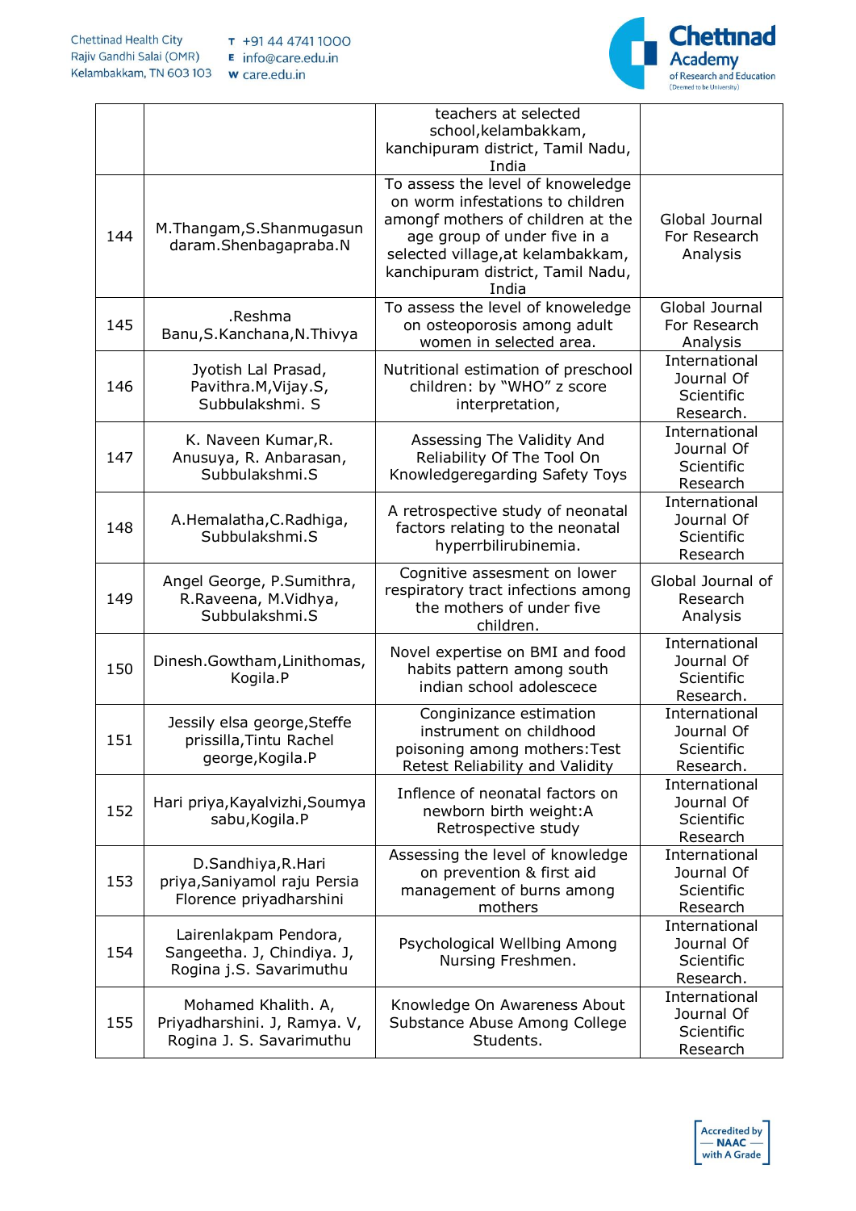|  |  |  |  |
|---|---|---|---|
|  |  | teachers at selected school,kelambakkam, kanchipuram district, Tamil Nadu, India |  |
| 144 | M.Thangam,S.Shanmugasundaram.Shenbagapraba.N | To assess the level of knoweledge on worm infestations to children amongf mothers of children at the age group of under five in a selected village,at kelambakkam, kanchipuram district, Tamil Nadu, India | Global Journal For Research Analysis |
| 145 | .Reshma Banu,S.Kanchana,N.Thivya | To assess the level of knoweledge on osteoporosis among adult women in selected area. | Global Journal For Research Analysis |
| 146 | Jyotish Lal Prasad, Pavithra.M,Vijay.S, Subbulakshmi. S | Nutritional estimation of preschool children: by "WHO" z score interpretation, | International Journal Of Scientific Research. |
| 147 | K. Naveen Kumar,R. Anusuya, R. Anbarasan, Subbulakshmi.S | Assessing The Validity And Reliability Of The Tool On Knowledgeregarding Safety Toys | International Journal Of Scientific Research |
| 148 | A.Hemalatha,C.Radhiga, Subbulakshmi.S | A retrospective study of neonatal factors relating to the neonatal hyperrbilirubinemia. | International Journal Of Scientific Research |
| 149 | Angel George, P.Sumithra, R.Raveena, M.Vidhya, Subbulakshmi.S | Cognitive assesment on lower respiratory tract infections among the mothers of under five children. | Global Journal of Research Analysis |
| 150 | Dinesh.Gowtham,Linithomas, Kogila.P | Novel expertise on BMI and food habits pattern among south indian school adolescece | International Journal Of Scientific Research. |
| 151 | Jessily elsa george,Steffe prissilla,Tintu Rachel george,Kogila.P | Conginizance estimation instrument on childhood poisoning among mothers:Test Retest Reliability and Validity | International Journal Of Scientific Research. |
| 152 | Hari priya,Kayalvizhi,Soumya sabu,Kogila.P | Inflence of neonatal factors on newborn birth weight:A Retrospective study | International Journal Of Scientific Research |
| 153 | D.Sandhiya,R.Hari priya,Saniyamol raju Persia Florence priyadharshini | Assessing the level of knowledge on prevention & first aid management of burns among mothers | International Journal Of Scientific Research |
| 154 | Lairenlakpam Pendora, Sangeetha. J, Chindiya. J, Rogina j.S. Savarimuthu | Psychological Wellbing Among Nursing Freshmen. | International Journal Of Scientific Research. |
| 155 | Mohamed Khalith. A, Priyadharshini. J, Ramya. V, Rogina J. S. Savarimuthu | Knowledge On Awareness About Substance Abuse Among College Students. | International Journal Of Scientific Research |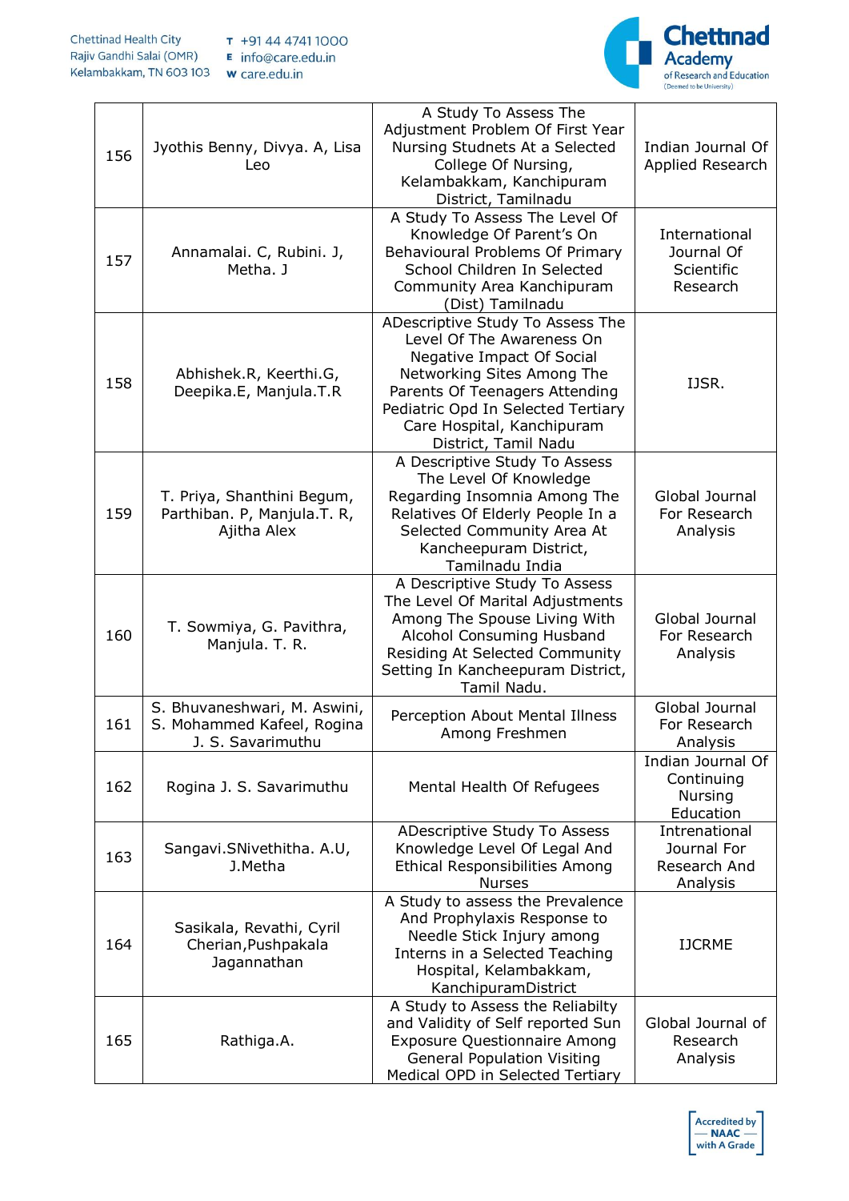| 156 | Jyothis Benny, Divya. A, Lisa Leo | A Study To Assess The Adjustment Problem Of First Year Nursing Studnets At a Selected College Of Nursing, Kelambakkam, Kanchipuram District, Tamilnadu | Indian Journal Of Applied Research |
|---|---|---|---|
| 157 | Annamalai. C, Rubini. J, Metha. J | A Study To Assess The Level Of Knowledge Of Parent's On Behavioural Problems Of Primary School Children In Selected Community Area Kanchipuram (Dist) Tamilnadu | International Journal Of Scientific Research |
| 158 | Abhishek.R, Keerthi.G, Deepika.E, Manjula.T.R | ADescriptive Study To Assess The Level Of The Awareness On Negative Impact Of Social Networking Sites Among The Parents Of Teenagers Attending Pediatric Opd In Selected Tertiary Care Hospital, Kanchipuram District, Tamil Nadu | IJSR. |
| 159 | T. Priya, Shanthini Begum, Parthiban. P, Manjula.T. R, Ajitha Alex | A Descriptive Study To Assess The Level Of Knowledge Regarding Insomnia Among The Relatives Of Elderly People In a Selected Community Area At Kancheepuram District, Tamilnadu India | Global Journal For Research Analysis |
| 160 | T. Sowmiya, G. Pavithra, Manjula. T. R. | A Descriptive Study To Assess The Level Of Marital Adjustments Among The Spouse Living With Alcohol Consuming Husband Residing At Selected Community Setting In Kancheepuram District, Tamil Nadu. | Global Journal For Research Analysis |
| 161 | S. Bhuvaneshwari, M. Aswini, S. Mohammed Kafeel, Rogina J. S. Savarimuthu | Perception About Mental Illness Among Freshmen | Global Journal For Research Analysis |
| 162 | Rogina J. S. Savarimuthu | Mental Health Of Refugees | Indian Journal Of Continuing Nursing Education |
| 163 | Sangavi.SNivethitha. A.U, J.Metha | ADescriptive Study To Assess Knowledge Level Of Legal And Ethical Responsibilities Among Nurses | Intrenational Journal For Research And Analysis |
| 164 | Sasikala, Revathi, Cyril Cherian,Pushpakala Jagannathan | A Study to assess the Prevalence And Prophylaxis Response to Needle Stick Injury among Interns in a Selected Teaching Hospital, Kelambakkam, KanchipuramDistrict | IJCRME |
| 165 | Rathiga.A. | A Study to Assess the Reliabilty and Validity of Self reported Sun Exposure Questionnaire Among General Population Visiting Medical OPD in Selected Tertiary | Global Journal of Research Analysis |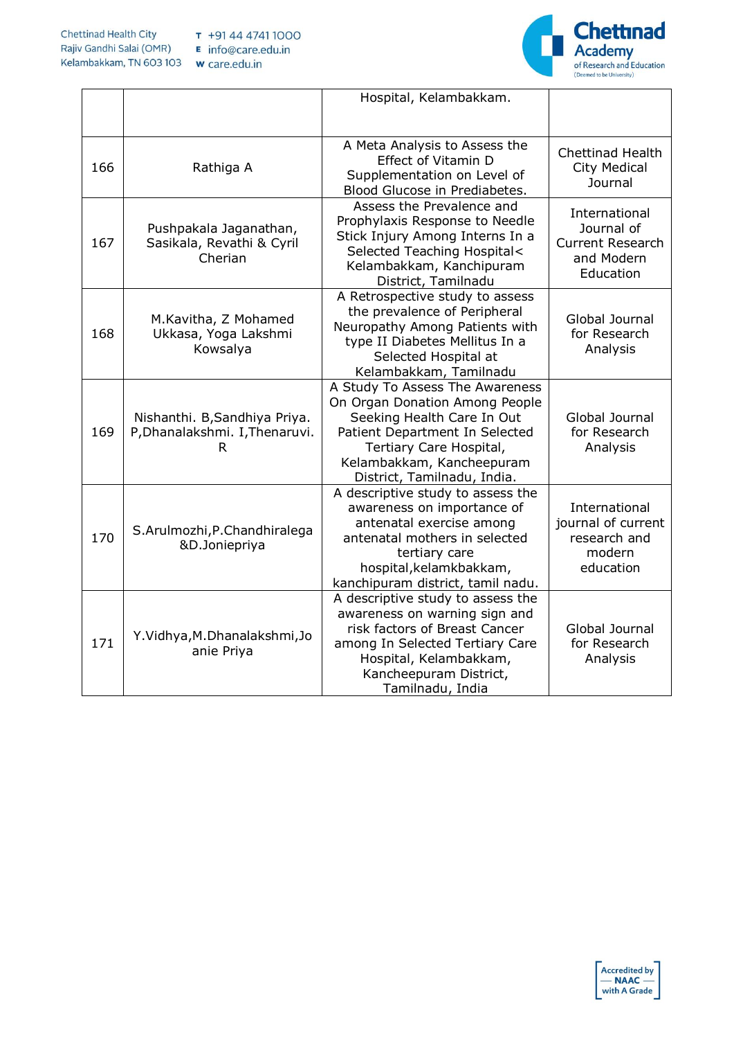| | | | |
|---|---|---|---|
| | | Hospital, Kelambakkam. | |
| 166 | Rathiga A | A Meta Analysis to Assess the Effect of Vitamin D Supplementation on Level of Blood Glucose in Prediabetes. | Chettinad Health City Medical Journal |
| 167 | Pushpakala Jaganathan, Sasikala, Revathi & Cyril Cherian | Assess the Prevalence and Prophylaxis Response to Needle Stick Injury Among Interns In a Selected Teaching Hospital< Kelambakkam, Kanchipuram District, Tamilnadu | International Journal of Current Research and Modern Education |
| 168 | M.Kavitha, Z Mohamed Ukkasa, Yoga Lakshmi Kowsalya | A Retrospective study to assess the prevalence of Peripheral Neuropathy Among Patients with type II Diabetes Mellitus In a Selected Hospital at Kelambakkam, Tamilnadu | Global Journal for Research Analysis |
| 169 | Nishanthi. B,Sandhiya Priya. P,Dhanalakshmi. I,Thenaruvi. R | A Study To Assess The Awareness On Organ Donation Among People Seeking Health Care In Out Patient Department In Selected Tertiary Care Hospital, Kelambakkam, Kancheepuram District, Tamilnadu, India. | Global Journal for Research Analysis |
| 170 | S.Arulmozhi,P.Chandhiralega &D.Joniepriya | A descriptive study to assess the awareness on importance of antenatal exercise among antenatal mothers in selected tertiary care hospital,kelamkbakkam, kanchipuram district, tamil nadu. | International journal of current research and modern education |
| 171 | Y.Vidhya,M.Dhanalakshmi,Joanie Priya | A descriptive study to assess the awareness on warning sign and risk factors of Breast Cancer among In Selected Tertiary Care Hospital, Kelambakkam, Kancheepuram District, Tamilnadu, India | Global Journal for Research Analysis |